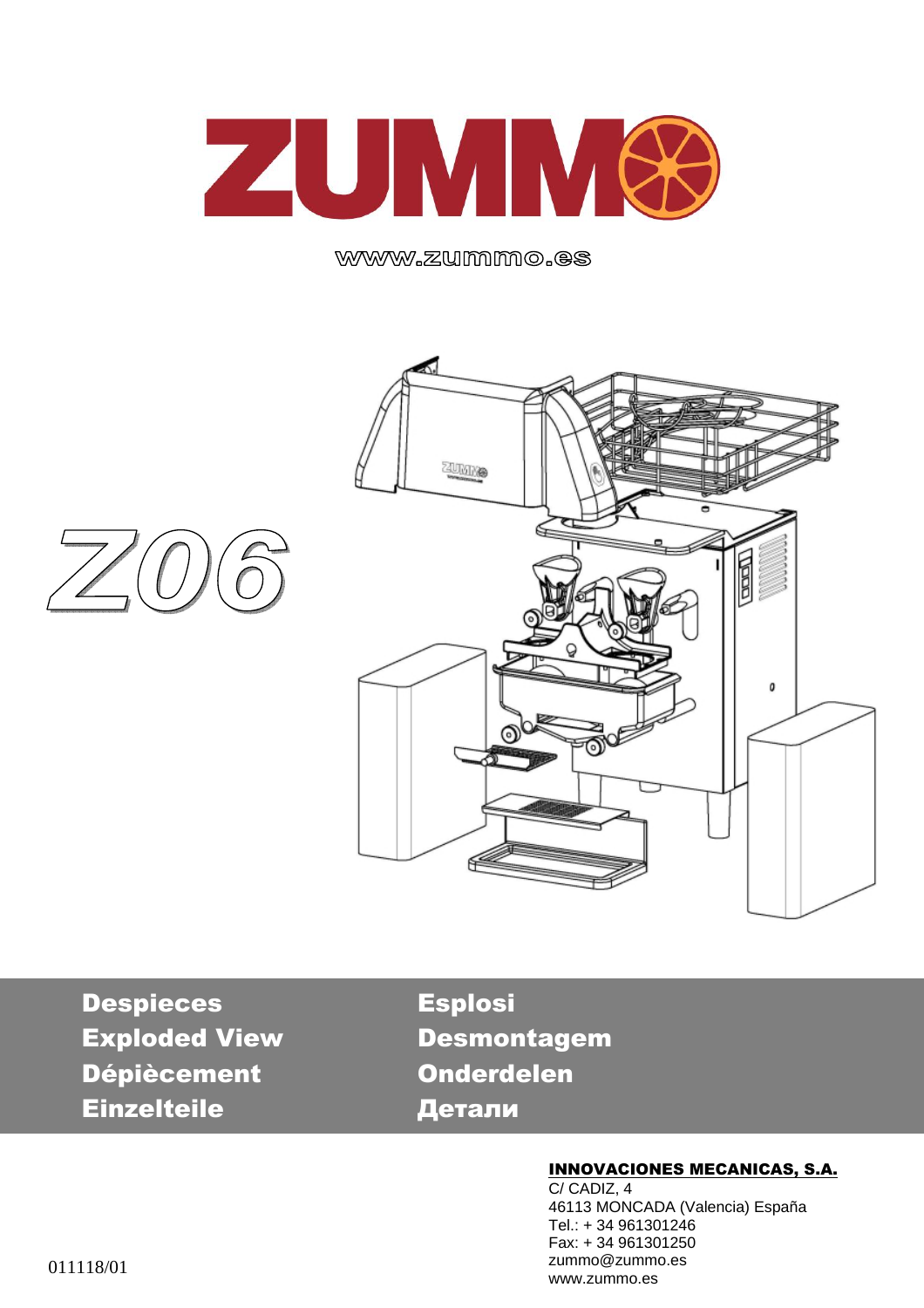# ZUMMO

www.zummo.es

# Z06

**Despieces**
**Exploded View**
**Dépiècement**
**Einzelteile**
**Esplosi**
**Desmontagem**
**Onderdelen**
**Детали**

**INNOVACIONES MECANICAS, S.A.**
C/ CADIZ, 4
46113 MONCADA (Valencia) España
Tel.: + 34 961301246
Fax: + 34 961301250
zummo@zummo.es
www.zummo.es

011118/01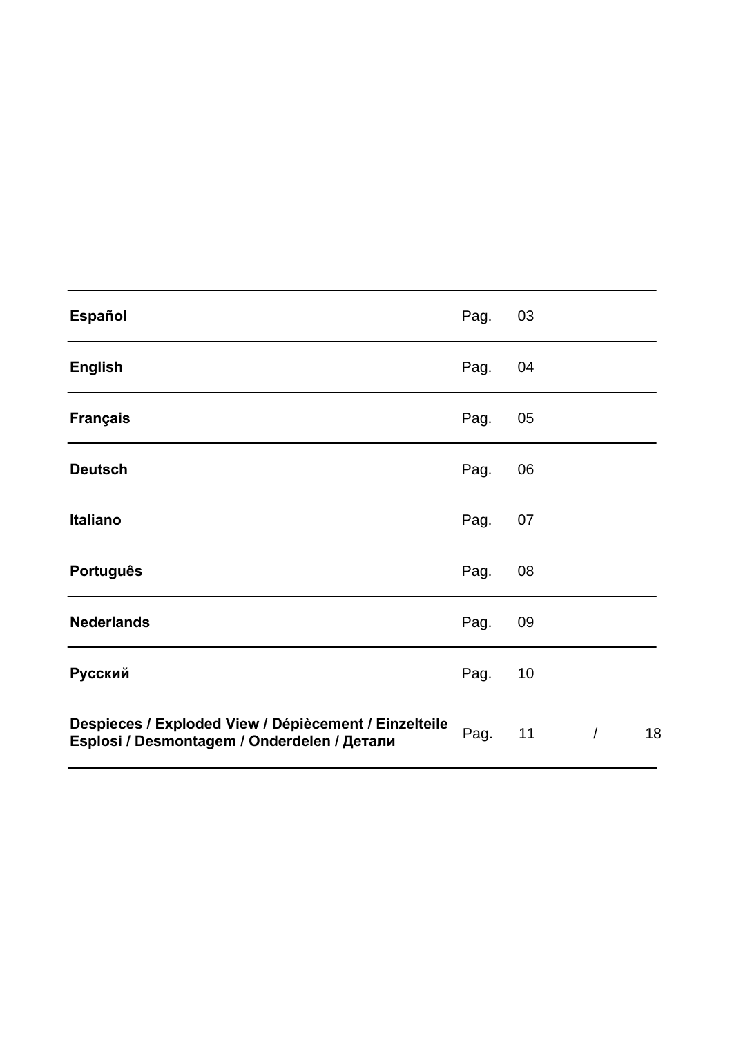| | | |
|---|---|---|
| **Español** | Pag. | 03 |
| **English** | Pag. | 04 |
| **Français** | Pag. | 05 |
| **Deutsch** | Pag. | 06 |
| **Italiano** | Pag. | 07 |
| **Português** | Pag. | 08 |
| **Nederlands** | Pag. | 09 |
| **Русский** | Pag. | 10 |
| **Despieces / Exploded View / Dépiècement / Einzelteile Esplosi / Desmontagem / Onderdelen / Детали** | Pag. | 11 / 18 |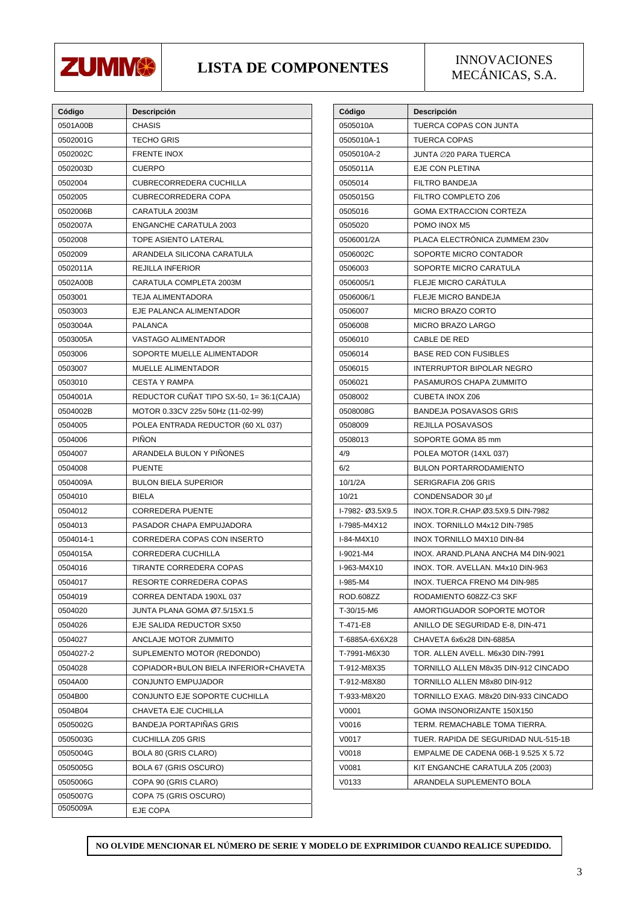# LISTA DE COMPONENTES

ZUMMO — INNOVACIONES MECÁNICAS, S.A.

| Código | Descripción |
|---|---|
| 0501A00B | CHASIS |
| 0502001G | TECHO GRIS |
| 0502002C | FRENTE INOX |
| 0502003D | CUERPO |
| 0502004 | CUBRECORREDERA CUCHILLA |
| 0502005 | CUBRECORREDERA COPA |
| 0502006B | CARATULA 2003M |
| 0502007A | ENGANCHE CARATULA 2003 |
| 0502008 | TOPE ASIENTO LATERAL |
| 0502009 | ARANDELA SILICONA CARATULA |
| 0502011A | REJILLA INFERIOR |
| 0502A00B | CARATULA COMPLETA 2003M |
| 0503001 | TEJA ALIMENTADORA |
| 0503003 | EJE PALANCA ALIMENTADOR |
| 0503004A | PALANCA |
| 0503005A | VASTAGO ALIMENTADOR |
| 0503006 | SOPORTE MUELLE ALIMENTADOR |
| 0503007 | MUELLE ALIMENTADOR |
| 0503010 | CESTA Y RAMPA |
| 0504001A | REDUCTOR CUÑAT TIPO SX-50, 1= 36:1(CAJA) |
| 0504002B | MOTOR 0.33CV 225v 50Hz (11-02-99) |
| 0504005 | POLEA ENTRADA REDUCTOR (60 XL 037) |
| 0504006 | PIÑON |
| 0504007 | ARANDELA BULON Y PIÑONES |
| 0504008 | PUENTE |
| 0504009A | BULON BIELA SUPERIOR |
| 0504010 | BIELA |
| 0504012 | CORREDERA PUENTE |
| 0504013 | PASADOR CHAPA EMPUJADORA |
| 0504014-1 | CORREDERA COPAS CON INSERTO |
| 0504015A | CORREDERA CUCHILLA |
| 0504016 | TIRANTE CORREDERA COPAS |
| 0504017 | RESORTE CORREDERA COPAS |
| 0504019 | CORREA DENTADA 190XL 037 |
| 0504020 | JUNTA PLANA GOMA Ø7.5/15X1.5 |
| 0504026 | EJE SALIDA REDUCTOR SX50 |
| 0504027 | ANCLAJE MOTOR ZUMMITO |
| 0504027-2 | SUPLEMENTO MOTOR (REDONDO) |
| 0504028 | COPIADOR+BULON BIELA INFERIOR+CHAVETA |
| 0504A00 | CONJUNTO EMPUJADOR |
| 0504B00 | CONJUNTO EJE SOPORTE CUCHILLA |
| 0504B04 | CHAVETA EJE CUCHILLA |
| 0505002G | BANDEJA PORTAPIÑAS GRIS |
| 0505003G | CUCHILLA Z05 GRIS |
| 0505004G | BOLA 80 (GRIS CLARO) |
| 0505005G | BOLA 67 (GRIS OSCURO) |
| 0505006G | COPA 90 (GRIS CLARO) |
| 0505007G | COPA 75 (GRIS OSCURO) |
| 0505009A | EJE COPA |
| 0505010A | TUERCA COPAS CON JUNTA |
| 0505010A-1 | TUERCA COPAS |
| 0505010A-2 | JUNTA ∅20 PARA TUERCA |
| 0505011A | EJE CON PLETINA |
| 0505014 | FILTRO BANDEJA |
| 0505015G | FILTRO COMPLETO Z06 |
| 0505016 | GOMA EXTRACCION CORTEZA |
| 0505020 | POMO INOX M5 |
| 0506001/2A | PLACA ELECTRÓNICA ZUMMEM 230v |
| 0506002C | SOPORTE MICRO CONTADOR |
| 0506003 | SOPORTE MICRO CARATULA |
| 0506005/1 | FLEJE MICRO CARÁTULA |
| 0506006/1 | FLEJE MICRO BANDEJA |
| 0506007 | MICRO BRAZO CORTO |
| 0506008 | MICRO BRAZO LARGO |
| 0506010 | CABLE DE RED |
| 0506014 | BASE RED CON FUSIBLES |
| 0506015 | INTERRUPTOR BIPOLAR NEGRO |
| 0506021 | PASAMUROS CHAPA ZUMMITO |
| 0508002 | CUBETA INOX Z06 |
| 0508008G | BANDEJA POSAVASOS GRIS |
| 0508009 | REJILLA POSAVASOS |
| 0508013 | SOPORTE GOMA 85 mm |
| 4/9 | POLEA MOTOR (14XL 037) |
| 6/2 | BULON PORTARRODAMIENTO |
| 10/1/2A | SERIGRAFIA Z06 GRIS |
| 10/21 | CONDENSADOR 30 µf |
| I-7982- Ø3.5X9.5 | INOX.TOR.R.CHAP.Ø3.5X9.5 DIN-7982 |
| I-7985-M4X12 | INOX. TORNILLO M4x12 DIN-7985 |
| I-84-M4X10 | INOX TORNILLO M4X10 DIN-84 |
| I-9021-M4 | INOX. ARAND.PLANA ANCHA M4 DIN-9021 |
| I-963-M4X10 | INOX. TOR. AVELLAN. M4x10 DIN-963 |
| I-985-M4 | INOX. TUERCA FRENO M4 DIN-985 |
| ROD.608ZZ | RODAMIENTO 608ZZ-C3 SKF |
| T-30/15-M6 | AMORTIGUADOR SOPORTE MOTOR |
| T-471-E8 | ANILLO DE SEGURIDAD E-8, DIN-471 |
| T-6885A-6X6X28 | CHAVETA 6x6x28 DIN-6885A |
| T-7991-M6X30 | TOR. ALLEN AVELL. M6x30 DIN-7991 |
| T-912-M8X35 | TORNILLO ALLEN M8x35 DIN-912 CINCADO |
| T-912-M8X80 | TORNILLO ALLEN M8x80 DIN-912 |
| T-933-M8X20 | TORNILLO EXAG. M8x20 DIN-933 CINCADO |
| V0001 | GOMA INSONORIZANTE 150X150 |
| V0016 | TERM. REMACHABLE TOMA TIERRA. |
| V0017 | TUER. RAPIDA DE SEGURIDAD NUL-515-1B |
| V0018 | EMPALME DE CADENA 06B-1 9.525 X 5.72 |
| V0081 | KIT ENGANCHE CARATULA Z05 (2003) |
| V0133 | ARANDELA SUPLEMENTO BOLA |

**NO OLVIDE MENCIONAR EL NÚMERO DE SERIE Y MODELO DE EXPRIMIDOR CUANDO REALICE SUPEDIDO.**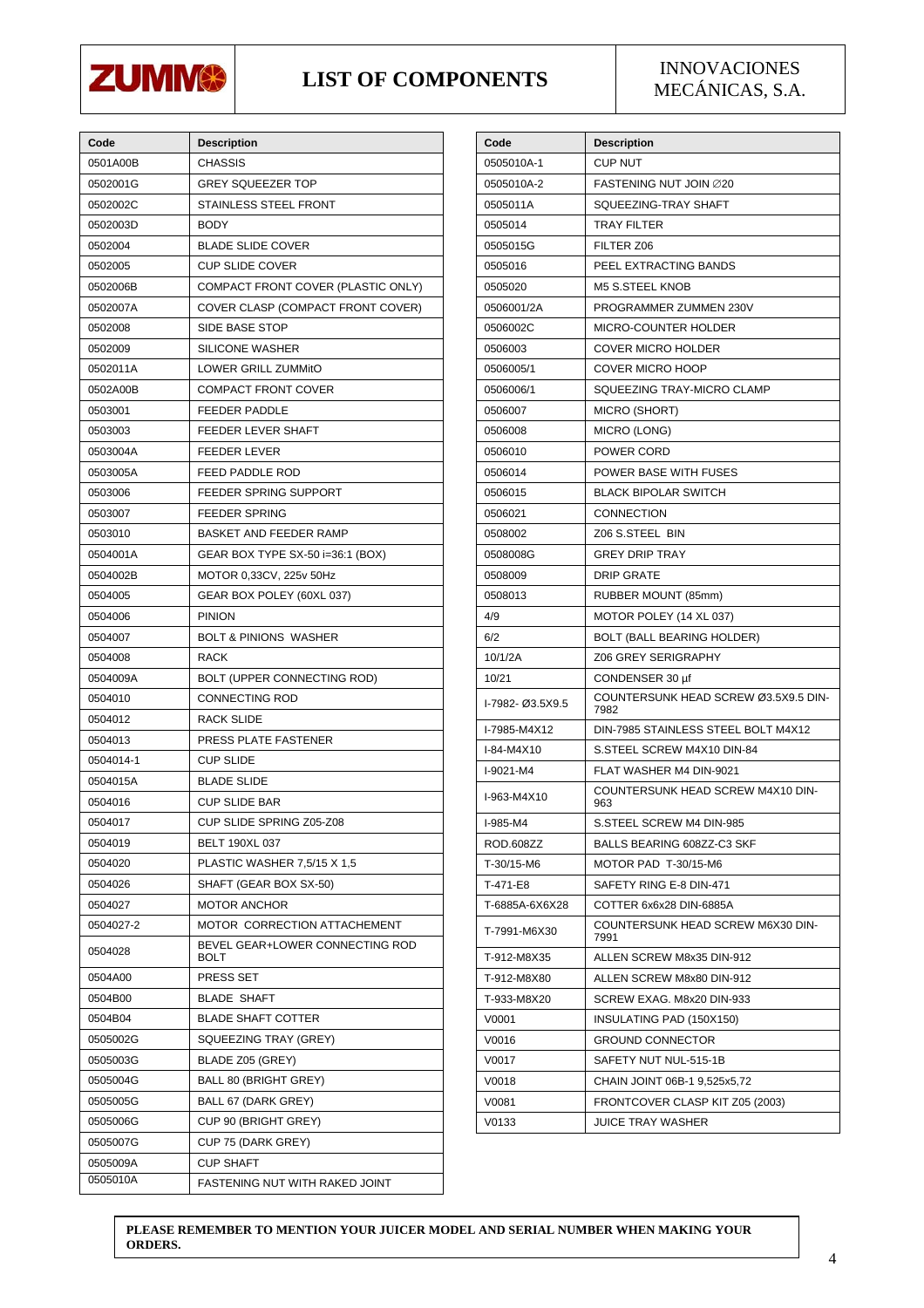ZUMMO

# LIST OF COMPONENTS

INNOVACIONES MECÁNICAS, S.A.

| Code | Description |
|---|---|
| 0501A00B | CHASSIS |
| 0502001G | GREY SQUEEZER TOP |
| 0502002C | STAINLESS STEEL FRONT |
| 0502003D | BODY |
| 0502004 | BLADE SLIDE COVER |
| 0502005 | CUP SLIDE COVER |
| 0502006B | COMPACT FRONT COVER (PLASTIC ONLY) |
| 0502007A | COVER CLASP (COMPACT FRONT COVER) |
| 0502008 | SIDE BASE STOP |
| 0502009 | SILICONE WASHER |
| 0502011A | LOWER GRILL ZUMMitO |
| 0502A00B | COMPACT FRONT COVER |
| 0503001 | FEEDER PADDLE |
| 0503003 | FEEDER LEVER SHAFT |
| 0503004A | FEEDER LEVER |
| 0503005A | FEED PADDLE ROD |
| 0503006 | FEEDER SPRING SUPPORT |
| 0503007 | FEEDER SPRING |
| 0503010 | BASKET AND FEEDER RAMP |
| 0504001A | GEAR BOX TYPE SX-50 i=36:1 (BOX) |
| 0504002B | MOTOR 0,33CV, 225v 50Hz |
| 0504005 | GEAR BOX POLEY (60XL 037) |
| 0504006 | PINION |
| 0504007 | BOLT & PINIONS WASHER |
| 0504008 | RACK |
| 0504009A | BOLT (UPPER CONNECTING ROD) |
| 0504010 | CONNECTING ROD |
| 0504012 | RACK SLIDE |
| 0504013 | PRESS PLATE FASTENER |
| 0504014-1 | CUP SLIDE |
| 0504015A | BLADE SLIDE |
| 0504016 | CUP SLIDE BAR |
| 0504017 | CUP SLIDE SPRING Z05-Z08 |
| 0504019 | BELT 190XL 037 |
| 0504020 | PLASTIC WASHER 7,5/15 X 1,5 |
| 0504026 | SHAFT (GEAR BOX SX-50) |
| 0504027 | MOTOR ANCHOR |
| 0504027-2 | MOTOR CORRECTION ATTACHEMENT |
| 0504028 | BEVEL GEAR+LOWER CONNECTING ROD BOLT |
| 0504A00 | PRESS SET |
| 0504B00 | BLADE SHAFT |
| 0504B04 | BLADE SHAFT COTTER |
| 0505002G | SQUEEZING TRAY (GREY) |
| 0505003G | BLADE Z05 (GREY) |
| 0505004G | BALL 80 (BRIGHT GREY) |
| 0505005G | BALL 67 (DARK GREY) |
| 0505006G | CUP 90 (BRIGHT GREY) |
| 0505007G | CUP 75 (DARK GREY) |
| 0505009A | CUP SHAFT |
| 0505010A | FASTENING NUT WITH RAKED JOINT |
| 0505010A-1 | CUP NUT |
| 0505010A-2 | FASTENING NUT JOIN ∅20 |
| 0505011A | SQUEEZING-TRAY SHAFT |
| 0505014 | TRAY FILTER |
| 0505015G | FILTER Z06 |
| 0505016 | PEEL EXTRACTING BANDS |
| 0505020 | M5 S.STEEL KNOB |
| 0506001/2A | PROGRAMMER ZUMMEN 230V |
| 0506002C | MICRO-COUNTER HOLDER |
| 0506003 | COVER MICRO HOLDER |
| 0506005/1 | COVER MICRO HOOP |
| 0506006/1 | SQUEEZING TRAY-MICRO CLAMP |
| 0506007 | MICRO (SHORT) |
| 0506008 | MICRO (LONG) |
| 0506010 | POWER CORD |
| 0506014 | POWER BASE WITH FUSES |
| 0506015 | BLACK BIPOLAR SWITCH |
| 0506021 | CONNECTION |
| 0508002 | Z06 S.STEEL BIN |
| 0508008G | GREY DRIP TRAY |
| 0508009 | DRIP GRATE |
| 0508013 | RUBBER MOUNT (85mm) |
| 4/9 | MOTOR POLEY (14 XL 037) |
| 6/2 | BOLT (BALL BEARING HOLDER) |
| 10/1/2A | Z06 GREY SERIGRAPHY |
| 10/21 | CONDENSER 30 µf |
| I-7982- Ø3.5X9.5 | COUNTERSUNK HEAD SCREW Ø3.5X9.5 DIN-7982 |
| I-7985-M4X12 | DIN-7985 STAINLESS STEEL BOLT M4X12 |
| I-84-M4X10 | S.STEEL SCREW M4X10 DIN-84 |
| I-9021-M4 | FLAT WASHER M4 DIN-9021 |
| I-963-M4X10 | COUNTERSUNK HEAD SCREW M4X10 DIN-963 |
| I-985-M4 | S.STEEL SCREW M4 DIN-985 |
| ROD.608ZZ | BALLS BEARING 608ZZ-C3 SKF |
| T-30/15-M6 | MOTOR PAD T-30/15-M6 |
| T-471-E8 | SAFETY RING E-8 DIN-471 |
| T-6885A-6X6X28 | COTTER 6x6x28 DIN-6885A |
| T-7991-M6X30 | COUNTERSUNK HEAD SCREW M6X30 DIN-7991 |
| T-912-M8X35 | ALLEN SCREW M8x35 DIN-912 |
| T-912-M8X80 | ALLEN SCREW M8x80 DIN-912 |
| T-933-M8X20 | SCREW EXAG. M8x20 DIN-933 |
| V0001 | INSULATING PAD (150X150) |
| V0016 | GROUND CONNECTOR |
| V0017 | SAFETY NUT NUL-515-1B |
| V0018 | CHAIN JOINT 06B-1 9,525x5,72 |
| V0081 | FRONTCOVER CLASP KIT Z05 (2003) |
| V0133 | JUICE TRAY WASHER |

**PLEASE REMEMBER TO MENTION YOUR JUICER MODEL AND SERIAL NUMBER WHEN MAKING YOUR ORDERS.**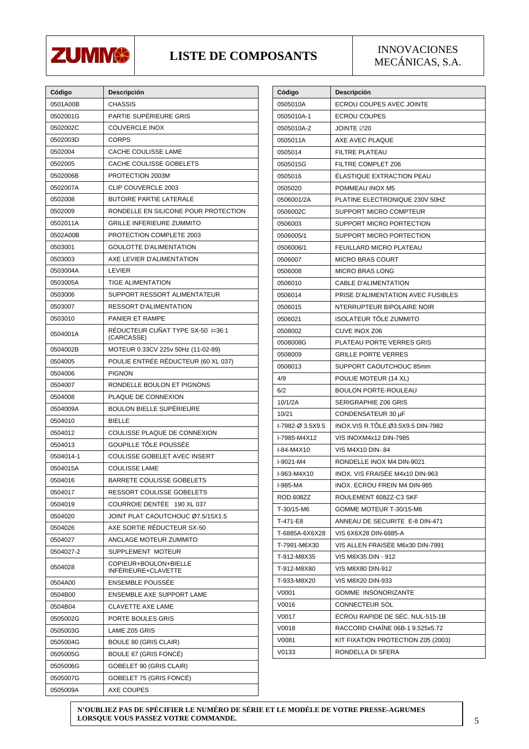ZUMMO

# LISTE DE COMPOSANTS

INNOVACIONES MECÁNICAS, S.A.

| Código | Descripción |
|---|---|
| 0501A00B | CHASSIS |
| 0502001G | PARTIE SUPÉRIEURE GRIS |
| 0502002C | COUVERCLE INOX |
| 0502003D | CORPS |
| 0502004 | CACHE COULISSE LAME |
| 0502005 | CACHE COULISSE GOBELETS |
| 0502006B | PROTECTION 2003M |
| 0502007A | CLIP COUVERCLE 2003 |
| 0502008 | BUTOIRE PARTIE LATERALE |
| 0502009 | RONDELLE EN SILICONE POUR PROTECTION |
| 0502011A | GRILLE INFERIEURE ZUMMITO |
| 0502A00B | PROTECTION COMPLETE 2003 |
| 0503001 | GOULOTTE D'ALIMENTATION |
| 0503003 | AXE LEVIER D'ALIMENTATION |
| 0503004A | LEVIER |
| 0503005A | TIGE ALIMENTATION |
| 0503006 | SUPPORT RESSORT ALIMENTATEUR |
| 0503007 | RESSORT D'ALIMENTATION |
| 0503010 | PANIER ET RAMPE |
| 0504001A | RÉDUCTEUR CUÑAT TYPE SX-50 i=36:1 (CARCASSE) |
| 0504002B | MOTEUR 0.33CV 225v 50Hz (11-02-99) |
| 0504005 | POULIE ENTRÉE RÉDUCTEUR (60 XL 037) |
| 0504006 | PIGNON |
| 0504007 | RONDELLE BOULON ET PIGNONS |
| 0504008 | PLAQUE DE CONNEXION |
| 0504009A | BOULON BIELLE SUPÉRIEURE |
| 0504010 | BIELLE |
| 0504012 | COULISSE PLAQUE DE CONNEXION |
| 0504013 | GOUPILLE TÔLE POUSSÉE |
| 0504014-1 | COULISSE GOBELET AVEC INSERT |
| 0504015A | COULISSE LAME |
| 0504016 | BARRETE COULISSE GOBELETS |
| 0504017 | RESSORT COULISSE GOBELETS |
| 0504019 | COURROIE DENTÉE 190 XL 037 |
| 0504020 | JOINT PLAT CAOUTCHOUC Ø7.5/15X1.5 |
| 0504026 | AXE SORTIE RÉDUCTEUR SX-50 |
| 0504027 | ANCLAGE MOTEUR ZUMMITO |
| 0504027-2 | SUPPLEMENT MOTEUR |
| 0504028 | COPIEUR+BOULON+BIELLE INFÉRIEURE+CLAVETTE |
| 0504A00 | ENSEMBLE POUSSÉE |
| 0504B00 | ENSEMBLE AXE SUPPORT LAME |
| 0504B04 | CLAVETTE AXE LAME |
| 0505002G | PORTE BOULES GRIS |
| 0505003G | LAME Z05 GRIS |
| 0505004G | BOULE 80 (GRIS CLAIR) |
| 0505005G | BOULE 67 (GRIS FONCÉ) |
| 0505006G | GOBELET 90 (GRIS CLAIR) |
| 0505007G | GOBELET 75 (GRIS FONCÉ) |
| 0505009A | AXE COUPES |
| 0505010A | ECROU COUPES AVEC JOINTE |
| 0505010A-1 | ECROU COUPES |
| 0505010A-2 | JOINTE ∅20 |
| 0505011A | AXE AVEC PLAQUE |
| 0505014 | FILTRE PLATEAU |
| 0505015G | FILTRE COMPLET Z06 |
| 0505016 | ÉLASTIQUE EXTRACTION PEAU |
| 0505020 | POMMEAU INOX M5 |
| 0506001/2A | PLATINE ELECTRONIQUE 230V 50HZ |
| 0506002C | SUPPORT MICRO COMPTEUR |
| 0506003 | SUPPORT MICRO PORTECTION |
| 0506005/1 | SUPPORT MICRO PORTECTION |
| 0506006/1 | FEUILLARD MICRO PLATEAU |
| 0506007 | MICRO BRAS COURT |
| 0506008 | MICRO BRAS LONG |
| 0506010 | CABLE D'ALIMENTATION |
| 0506014 | PRISE D'ALIMENTATION AVEC FUSIBLES |
| 0506015 | NTERRUPTEUR BIPOLAIRE NOIR |
| 0506021 | ISOLATEUR TÔLE ZUMMITO |
| 0508002 | CUVE INOX Z06 |
| 0508008G | PLATEAU PORTE VERRES GRIS |
| 0508009 | GRILLE PORTE VERRES |
| 0508013 | SUPPORT CAOUTCHOUC 85mm |
| 4/9 | POULIE MOTEUR (14 XL) |
| 6/2 | BOULON PORTE-ROULEAU |
| 10/1/2A | SERIGRAPHIE Z06 GRIS |
| 10/21 | CONDENSATEUR 30 µF |
| I-7982-Ø 3.5X9.5 | INOX.VIS R.TÔLE.Ø3.5X9.5 DIN-7982 |
| I-7985-M4X12 | VIS INOXM4x12 DIN-7985 |
| I-84-M4X10 | VIS M4X10 DIN-.84 |
| I-9021-M4 | RONDELLE INOX M4 DIN-9021 |
| I-963-M4X10 | INOX. VIS FRAISÉE M4x10 DIN-963 |
| I-985-M4 | INOX. ECROU FREIN M4 DIN-985 |
| ROD.608ZZ | ROULEMENT 608ZZ-C3 SKF |
| T-30/15-M6 | GOMME MOTEUR T-30/15-M6 |
| T-471-E8 | ANNEAU DE SECURITE E-8 DIN-471 |
| T-6885A-6X6X28 | VIS 6X6X28 DIN-6885-A |
| T-7991-M6X30 | VIS ALLEN FRAISÉE M6x30 DIN-7991 |
| T-912-M8X35 | VIS M8X35 DIN - 912 |
| T-912-M8X80 | VIS M8X80 DIN-912 |
| T-933-M8X20 | VIS M8X20 DIN-933 |
| V0001 | GOMME INSONORIZANTE |
| V0016 | CONNECTEUR SOL |
| V0017 | ÉCROU RAPIDE DE SÉC. NUL-515-1B |
| V0018 | RACCORD CHAÎNE 06B-1 9.525x5.72 |
| V0081 | KIT FIXATION PROTECTION Z05 (2003) |
| V0133 | RONDELLA DI SFERA |

**N'OUBLIEZ PAS DE SPÉCIFIER LE NUMÉRO DE SÉRIE ET LE MODÈLE DE VOTRE PRESSE-AGRUMES LORSQUE VOUS PASSEZ VOTRE COMMANDE.**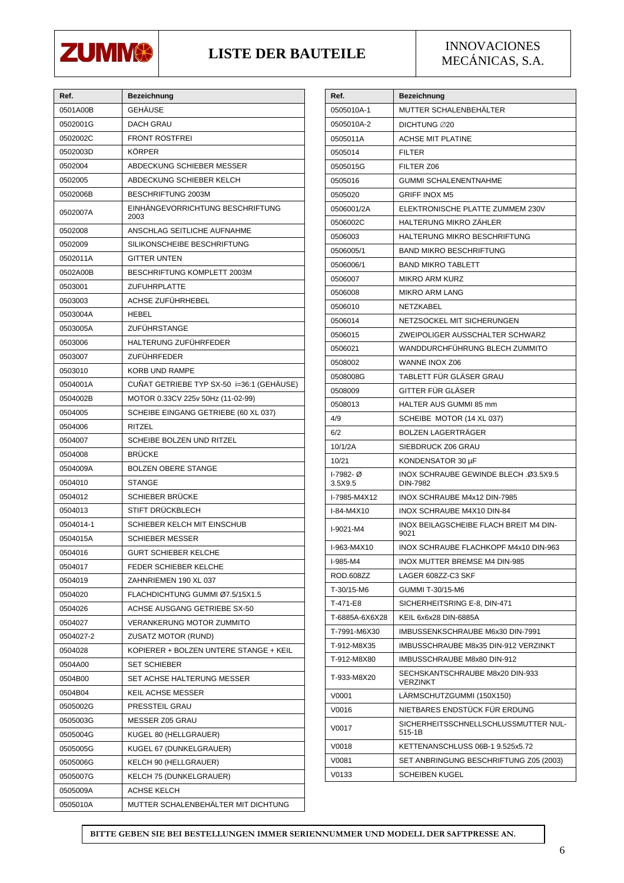# LISTE DER BAUTEILE

INNOVACIONES MECÁNICAS, S.A.

| Ref. | Bezeichnung |
|---|---|
| 0501A00B | GEHÄUSE |
| 0502001G | DACH GRAU |
| 0502002C | FRONT ROSTFREI |
| 0502003D | KÖRPER |
| 0502004 | ABDECKUNG SCHIEBER MESSER |
| 0502005 | ABDECKUNG SCHIEBER KELCH |
| 0502006B | BESCHRIFTUNG 2003M |
| 0502007A | EINHÄNGEVORRICHTUNG BESCHRIFTUNG 2003 |
| 0502008 | ANSCHLAG SEITLICHE AUFNAHME |
| 0502009 | SILIKONSCHEIBE BESCHRIFTUNG |
| 0502011A | GITTER UNTEN |
| 0502A00B | BESCHRIFTUNG KOMPLETT 2003M |
| 0503001 | ZUFUHRPLATTE |
| 0503003 | ACHSE ZUFÜHRHEBEL |
| 0503004A | HEBEL |
| 0503005A | ZUFÜHRSTANGE |
| 0503006 | HALTERUNG ZUFÜHRFEDER |
| 0503007 | ZUFÜHRFEDER |
| 0503010 | KORB UND RAMPE |
| 0504001A | CUÑAT GETRIEBE TYP SX-50 i=36:1 (GEHÄUSE) |
| 0504002B | MOTOR 0.33CV 225v 50Hz (11-02-99) |
| 0504005 | SCHEIBE EINGANG GETRIEBE (60 XL 037) |
| 0504006 | RITZEL |
| 0504007 | SCHEIBE BOLZEN UND RITZEL |
| 0504008 | BRÜCKE |
| 0504009A | BOLZEN OBERE STANGE |
| 0504010 | STANGE |
| 0504012 | SCHIEBER BRÜCKE |
| 0504013 | STIFT DRÜCKBLECH |
| 0504014-1 | SCHIEBER KELCH MIT EINSCHUB |
| 0504015A | SCHIEBER MESSER |
| 0504016 | GURT SCHIEBER KELCHE |
| 0504017 | FEDER SCHIEBER KELCHE |
| 0504019 | ZAHNRIEMEN 190 XL 037 |
| 0504020 | FLACHDICHTUNG GUMMI Ø7.5/15X1.5 |
| 0504026 | ACHSE AUSGANG GETRIEBE SX-50 |
| 0504027 | VERANKERUNG MOTOR ZUMMITO |
| 0504027-2 | ZUSATZ MOTOR (RUND) |
| 0504028 | KOPIERER + BOLZEN UNTERE STANGE + KEIL |
| 0504A00 | SET SCHIEBER |
| 0504B00 | SET ACHSE HALTERUNG MESSER |
| 0504B04 | KEIL ACHSE MESSER |
| 0505002G | PRESSTEIL GRAU |
| 0505003G | MESSER Z05 GRAU |
| 0505004G | KUGEL 80 (HELLGRAUER) |
| 0505005G | KUGEL 67 (DUNKELGRAUER) |
| 0505006G | KELCH 90 (HELLGRAUER) |
| 0505007G | KELCH 75 (DUNKELGRAUER) |
| 0505009A | ACHSE KELCH |
| 0505010A | MUTTER SCHALENBEHÄLTER MIT DICHTUNG |
| 0505010A-1 | MUTTER SCHALENBEHÄLTER |
| 0505010A-2 | DICHTUNG ∅20 |
| 0505011A | ACHSE MIT PLATINE |
| 0505014 | FILTER |
| 0505015G | FILTER Z06 |
| 0505016 | GUMMI SCHALENENTNAHME |
| 0505020 | GRIFF INOX M5 |
| 0506001/2A | ELEKTRONISCHE PLATTE ZUMMEM 230V |
| 0506002C | HALTERUNG MIKRO ZÄHLER |
| 0506003 | HALTERUNG MIKRO BESCHRIFTUNG |
| 0506005/1 | BAND MIKRO BESCHRIFTUNG |
| 0506006/1 | BAND MIKRO TABLETT |
| 0506007 | MIKRO ARM KURZ |
| 0506008 | MIKRO ARM LANG |
| 0506010 | NETZKABEL |
| 0506014 | NETZSOCKEL MIT SICHERUNGEN |
| 0506015 | ZWEIPOLIGER AUSSCHALTER SCHWARZ |
| 0506021 | WANDDURCHFÜHRUNG BLECH ZUMMITO |
| 0508002 | WANNE INOX Z06 |
| 0508008G | TABLETT FÜR GLÄSER GRAU |
| 0508009 | GITTER FÜR GLÄSER |
| 0508013 | HALTER AUS GUMMI 85 mm |
| 4/9 | SCHEIBE MOTOR (14 XL 037) |
| 6/2 | BOLZEN LAGERTRÄGER |
| 10/1/2A | SIEBDRUCK Z06 GRAU |
| 10/21 | KONDENSATOR 30 µF |
| I-7982- Ø 3.5X9.5 | INOX SCHRAUBE GEWINDE BLECH .Ø3.5X9.5 DIN-7982 |
| I-7985-M4X12 | INOX SCHRAUBE M4x12 DIN-7985 |
| I-84-M4X10 | INOX SCHRAUBE M4X10 DIN-84 |
| I-9021-M4 | INOX BEILAGSCHEIBE FLACH BREIT M4 DIN-9021 |
| I-963-M4X10 | INOX SCHRAUBE FLACHKOPF M4x10 DIN-963 |
| I-985-M4 | INOX MUTTER BREMSE M4 DIN-985 |
| ROD.608ZZ | LAGER 608ZZ-C3 SKF |
| T-30/15-M6 | GUMMI T-30/15-M6 |
| T-471-E8 | SICHERHEITSRING E-8, DIN-471 |
| T-6885A-6X6X28 | KEIL 6x6x28 DIN-6885A |
| T-7991-M6X30 | IMBUSSENKSCHRAUBE M6x30 DIN-7991 |
| T-912-M8X35 | IMBUSSCHRAUBE M8x35 DIN-912 VERZINKT |
| T-912-M8X80 | IMBUSSCHRAUBE M8x80 DIN-912 |
| T-933-M8X20 | SECHSKANTSCHRAUBE M8x20 DIN-933 VERZINKT |
| V0001 | LÄRMSCHUTZGUMMI (150X150) |
| V0016 | NIETBARES ENDSTÜCK FÜR ERDUNG |
| V0017 | SICHERHEITSSCHNELLSCHLUSSMUTTER NUL-515-1B |
| V0018 | KETTENANSCHLUSS 06B-1 9.525x5.72 |
| V0081 | SET ANBRINGUNG BESCHRIFTUNG Z05 (2003) |
| V0133 | SCHEIBEN KUGEL |

**BITTE GEBEN SIE BEI BESTELLUNGEN IMMER SERIENNUMMER UND MODELL DER SAFTPRESSE AN.**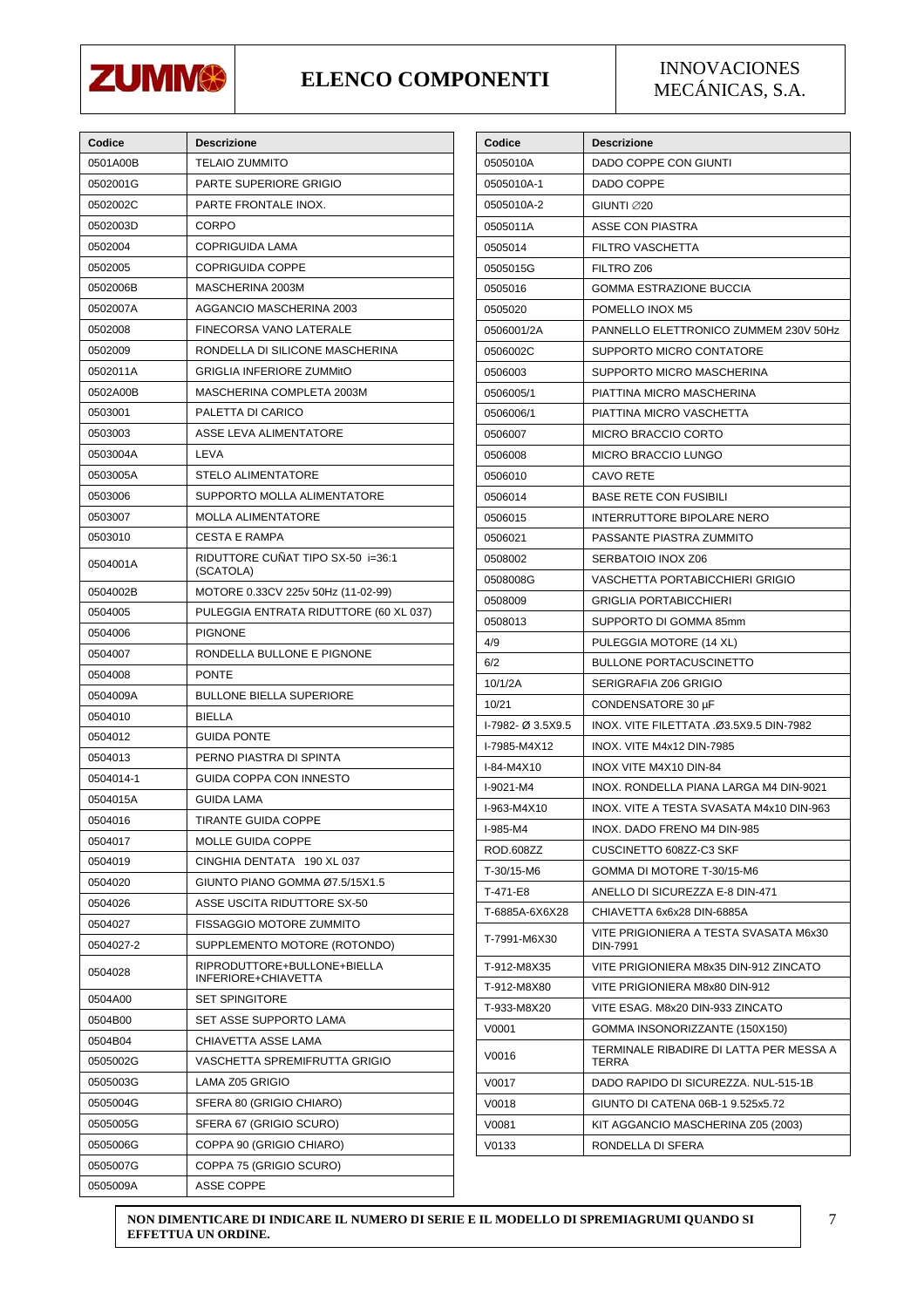# ELENCO COMPONENTI

INNOVACIONES MECÁNICAS, S.A.

| Codice | Descrizione |
|---|---|
| 0501A00B | TELAIO ZUMMITO |
| 0502001G | PARTE SUPERIORE GRIGIO |
| 0502002C | PARTE FRONTALE INOX. |
| 0502003D | CORPO |
| 0502004 | COPRIGUIDA LAMA |
| 0502005 | COPRIGUIDA COPPE |
| 0502006B | MASCHERINA 2003M |
| 0502007A | AGGANCIO MASCHERINA 2003 |
| 0502008 | FINECORSA VANO LATERALE |
| 0502009 | RONDELLA DI SILICONE MASCHERINA |
| 0502011A | GRIGLIA INFERIORE ZUMMitO |
| 0502A00B | MASCHERINA COMPLETA 2003M |
| 0503001 | PALETTA DI CARICO |
| 0503003 | ASSE LEVA ALIMENTATORE |
| 0503004A | LEVA |
| 0503005A | STELO ALIMENTATORE |
| 0503006 | SUPPORTO MOLLA ALIMENTATORE |
| 0503007 | MOLLA ALIMENTATORE |
| 0503010 | CESTA E RAMPA |
| 0504001A | RIDUTTORE CUÑAT TIPO SX-50 i=36:1 (SCATOLA) |
| 0504002B | MOTORE 0.33CV 225v 50Hz (11-02-99) |
| 0504005 | PULEGGIA ENTRATA RIDUTTORE (60 XL 037) |
| 0504006 | PIGNONE |
| 0504007 | RONDELLA BULLONE E PIGNONE |
| 0504008 | PONTE |
| 0504009A | BULLONE BIELLA SUPERIORE |
| 0504010 | BIELLA |
| 0504012 | GUIDA PONTE |
| 0504013 | PERNO PIASTRA DI SPINTA |
| 0504014-1 | GUIDA COPPA CON INNESTO |
| 0504015A | GUIDA LAMA |
| 0504016 | TIRANTE GUIDA COPPE |
| 0504017 | MOLLE GUIDA COPPE |
| 0504019 | CINGHIA DENTATA 190 XL 037 |
| 0504020 | GIUNTO PIANO GOMMA Ø7.5/15X1.5 |
| 0504026 | ASSE USCITA RIDUTTORE SX-50 |
| 0504027 | FISSAGGIO MOTORE ZUMMITO |
| 0504027-2 | SUPPLEMENTO MOTORE (ROTONDO) |
| 0504028 | RIPRODUTTORE+BULLONE+BIELLA INFERIORE+CHIAVETTA |
| 0504A00 | SET SPINGITORE |
| 0504B00 | SET ASSE SUPPORTO LAMA |
| 0504B04 | CHIAVETTA ASSE LAMA |
| 0505002G | VASCHETTA SPREMIFRUTTA GRIGIO |
| 0505003G | LAMA Z05 GRIGIO |
| 0505004G | SFERA 80 (GRIGIO CHIARO) |
| 0505005G | SFERA 67 (GRIGIO SCURO) |
| 0505006G | COPPA 90 (GRIGIO CHIARO) |
| 0505007G | COPPA 75 (GRIGIO SCURO) |
| 0505009A | ASSE COPPE |
| 0505010A | DADO COPPE CON GIUNTI |
| 0505010A-1 | DADO COPPE |
| 0505010A-2 | GIUNTI ∅20 |
| 0505011A | ASSE CON PIASTRA |
| 0505014 | FILTRO VASCHETTA |
| 0505015G | FILTRO Z06 |
| 0505016 | GOMMA ESTRAZIONE BUCCIA |
| 0505020 | POMELLO INOX M5 |
| 0506001/2A | PANNELLO ELETTRONICO ZUMMEM 230V 50Hz |
| 0506002C | SUPPORTO MICRO CONTATORE |
| 0506003 | SUPPORTO MICRO MASCHERINA |
| 0506005/1 | PIATTINA MICRO MASCHERINA |
| 0506006/1 | PIATTINA MICRO VASCHETTA |
| 0506007 | MICRO BRACCIO CORTO |
| 0506008 | MICRO BRACCIO LUNGO |
| 0506010 | CAVO RETE |
| 0506014 | BASE RETE CON FUSIBILI |
| 0506015 | INTERRUTTORE BIPOLARE NERO |
| 0506021 | PASSANTE PIASTRA ZUMMITO |
| 0508002 | SERBATOIO INOX Z06 |
| 0508008G | VASCHETTA PORTABICCHIERI GRIGIO |
| 0508009 | GRIGLIA PORTABICCHIERI |
| 0508013 | SUPPORTO DI GOMMA 85mm |
| 4/9 | PULEGGIA MOTORE (14 XL) |
| 6/2 | BULLONE PORTACUSCINETTO |
| 10/1/2A | SERIGRAFIA Z06 GRIGIO |
| 10/21 | CONDENSATORE 30 µF |
| I-7982- Ø 3.5X9.5 | INOX. VITE FILETTATA .Ø3.5X9.5 DIN-7982 |
| I-7985-M4X12 | INOX. VITE M4x12 DIN-7985 |
| I-84-M4X10 | INOX VITE M4X10 DIN-84 |
| I-9021-M4 | INOX. RONDELLA PIANA LARGA M4 DIN-9021 |
| I-963-M4X10 | INOX. VITE A TESTA SVASATA M4x10 DIN-963 |
| I-985-M4 | INOX. DADO FRENO M4 DIN-985 |
| ROD.608ZZ | CUSCINETTO 608ZZ-C3 SKF |
| T-30/15-M6 | GOMMA DI MOTORE T-30/15-M6 |
| T-471-E8 | ANELLO DI SICUREZZA E-8 DIN-471 |
| T-6885A-6X6X28 | CHIAVETTA 6x6x28 DIN-6885A |
| T-7991-M6X30 | VITE PRIGIONIERA A TESTA SVASATA M6x30 DIN-7991 |
| T-912-M8X35 | VITE PRIGIONIERA M8x35 DIN-912 ZINCATO |
| T-912-M8X80 | VITE PRIGIONIERA M8x80 DIN-912 |
| T-933-M8X20 | VITE ESAG. M8x20 DIN-933 ZINCATO |
| V0001 | GOMMA INSONORIZZANTE (150X150) |
| V0016 | TERMINALE RIBADIRE DI LATTA PER MESSA A TERRA |
| V0017 | DADO RAPIDO DI SICUREZZA. NUL-515-1B |
| V0018 | GIUNTO DI CATENA 06B-1 9.525x5.72 |
| V0081 | KIT AGGANCIO MASCHERINA Z05 (2003) |
| V0133 | RONDELLA DI SFERA |

**NON DIMENTICARE DI INDICARE IL NUMERO DI SERIE E IL MODELLO DI SPREMIAGRUMI QUANDO SI EFFETTUA UN ORDINE.**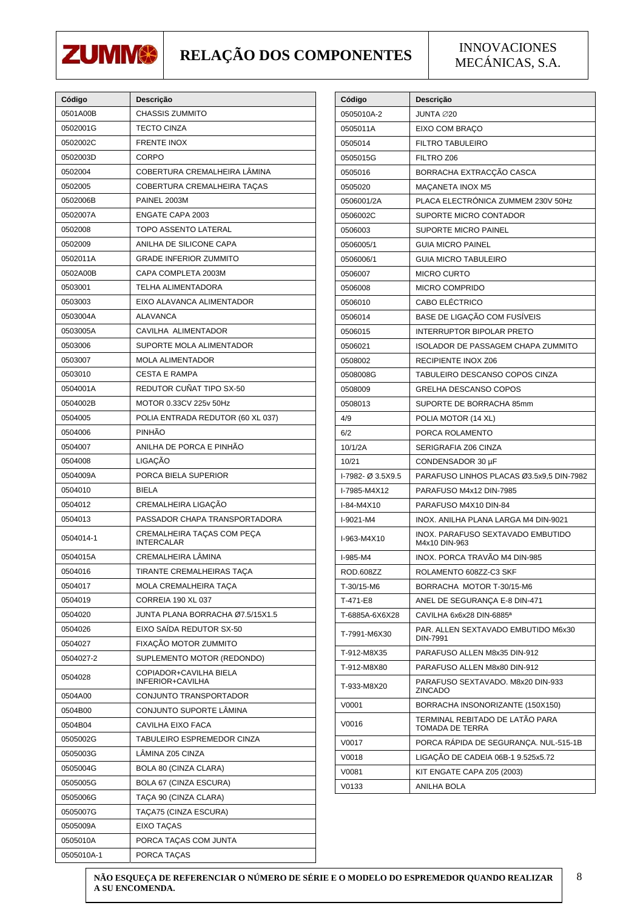# RELAÇÃO DOS COMPONENTES

ZUMMO — INNOVACIONES MECÁNICAS, S.A.

| Código | Descrição |
|---|---|
| 0501A00B | CHASSIS ZUMMITO |
| 0502001G | TECTO CINZA |
| 0502002C | FRENTE INOX |
| 0502003D | CORPO |
| 0502004 | COBERTURA CREMALHEIRA LÂMINA |
| 0502005 | COBERTURA CREMALHEIRA TAÇAS |
| 0502006B | PAINEL 2003M |
| 0502007A | ENGATE CAPA 2003 |
| 0502008 | TOPO ASSENTO LATERAL |
| 0502009 | ANILHA DE SILICONE CAPA |
| 0502011A | GRADE INFERIOR ZUMMITO |
| 0502A00B | CAPA COMPLETA 2003M |
| 0503001 | TELHA ALIMENTADORA |
| 0503003 | EIXO ALAVANCA ALIMENTADOR |
| 0503004A | ALAVANCA |
| 0503005A | CAVILHA ALIMENTADOR |
| 0503006 | SUPORTE MOLA ALIMENTADOR |
| 0503007 | MOLA ALIMENTADOR |
| 0503010 | CESTA E RAMPA |
| 0504001A | REDUTOR CUÑAT TIPO SX-50 |
| 0504002B | MOTOR 0.33CV 225v 50Hz |
| 0504005 | POLIA ENTRADA REDUTOR (60 XL 037) |
| 0504006 | PINHÃO |
| 0504007 | ANILHA DE PORCA E PINHÃO |
| 0504008 | LIGAÇÃO |
| 0504009A | PORCA BIELA SUPERIOR |
| 0504010 | BIELA |
| 0504012 | CREMALHEIRA LIGAÇÃO |
| 0504013 | PASSADOR CHAPA TRANSPORTADORA |
| 0504014-1 | CREMALHEIRA TAÇAS COM PEÇA INTERCALAR |
| 0504015A | CREMALHEIRA LÂMINA |
| 0504016 | TIRANTE CREMALHEIRAS TAÇA |
| 0504017 | MOLA CREMALHEIRA TAÇA |
| 0504019 | CORREIA 190 XL 037 |
| 0504020 | JUNTA PLANA BORRACHA Ø7.5/15X1.5 |
| 0504026 | EIXO SAÍDA REDUTOR SX-50 |
| 0504027 | FIXAÇÃO MOTOR ZUMMITO |
| 0504027-2 | SUPLEMENTO MOTOR (REDONDO) |
| 0504028 | COPIADOR+CAVILHA BIELA INFERIOR+CAVILHA |
| 0504A00 | CONJUNTO TRANSPORTADOR |
| 0504B00 | CONJUNTO SUPORTE LÂMINA |
| 0504B04 | CAVILHA EIXO FACA |
| 0505002G | TABULEIRO ESPREMEDOR CINZA |
| 0505003G | LÂMINA Z05 CINZA |
| 0505004G | BOLA 80 (CINZA CLARA) |
| 0505005G | BOLA 67 (CINZA ESCURA) |
| 0505006G | TAÇA 90 (CINZA CLARA) |
| 0505007G | TAÇA75 (CINZA ESCURA) |
| 0505009A | EIXO TAÇAS |
| 0505010A | PORCA TAÇAS COM JUNTA |
| 0505010A-1 | PORCA TAÇAS |
| 0505010A-2 | JUNTA ∅20 |
| 0505011A | EIXO COM BRAÇO |
| 0505014 | FILTRO TABULEIRO |
| 0505015G | FILTRO Z06 |
| 0505016 | BORRACHA EXTRACÇÃO CASCA |
| 0505020 | MAÇANETA INOX M5 |
| 0506001/2A | PLACA ELECTRÓNICA ZUMMEM 230V 50Hz |
| 0506002C | SUPORTE MICRO CONTADOR |
| 0506003 | SUPORTE MICRO PAINEL |
| 0506005/1 | GUIA MICRO PAINEL |
| 0506006/1 | GUIA MICRO TABULEIRO |
| 0506007 | MICRO CURTO |
| 0506008 | MICRO COMPRIDO |
| 0506010 | CABO ELÉCTRICO |
| 0506014 | BASE DE LIGAÇÃO COM FUSÍVEIS |
| 0506015 | INTERRUPTOR BIPOLAR PRETO |
| 0506021 | ISOLADOR DE PASSAGEM CHAPA ZUMMITO |
| 0508002 | RECIPIENTE INOX Z06 |
| 0508008G | TABULEIRO DESCANSO COPOS CINZA |
| 0508009 | GRELHA DESCANSO COPOS |
| 0508013 | SUPORTE DE BORRACHA 85mm |
| 4/9 | POLIA MOTOR (14 XL) |
| 6/2 | PORCA ROLAMENTO |
| 10/1/2A | SERIGRAFIA Z06 CINZA |
| 10/21 | CONDENSADOR 30 µF |
| I-7982- Ø 3.5X9.5 | PARAFUSO LINHOS PLACAS Ø3.5x9,5 DIN-7982 |
| I-7985-M4X12 | PARAFUSO M4x12 DIN-7985 |
| I-84-M4X10 | PARAFUSO M4X10 DIN-84 |
| I-9021-M4 | INOX. ANILHA PLANA LARGA M4 DIN-9021 |
| I-963-M4X10 | INOX. PARAFUSO SEXTAVADO EMBUTIDO M4x10 DIN-963 |
| I-985-M4 | INOX. PORCA TRAVÃO M4 DIN-985 |
| ROD.608ZZ | ROLAMENTO 608ZZ-C3 SKF |
| T-30/15-M6 | BORRACHA MOTOR T-30/15-M6 |
| T-471-E8 | ANEL DE SEGURANÇA E-8 DIN-471 |
| T-6885A-6X6X28 | CAVILHA 6x6x28 DIN-6885ª |
| T-7991-M6X30 | PAR. ALLEN SEXTAVADO EMBUTIDO M6x30 DIN-7991 |
| T-912-M8X35 | PARAFUSO ALLEN M8x35 DIN-912 |
| T-912-M8X80 | PARAFUSO ALLEN M8x80 DIN-912 |
| T-933-M8X20 | PARAFUSO SEXTAVADO. M8x20 DIN-933 ZINCADO |
| V0001 | BORRACHA INSONORIZANTE (150X150) |
| V0016 | TERMINAL REBITADO DE LATÃO PARA TOMADA DE TERRA |
| V0017 | PORCA RÁPIDA DE SEGURANÇA. NUL-515-1B |
| V0018 | LIGAÇÃO DE CADEIA 06B-1 9.525x5.72 |
| V0081 | KIT ENGATE CAPA Z05 (2003) |
| V0133 | ANILHA BOLA |

**NÃO ESQUEÇA DE REFERENCIAR O NÚMERO DE SÉRIE E O MODELO DO ESPREMEDOR QUANDO REALIZAR A SU ENCOMENDA.**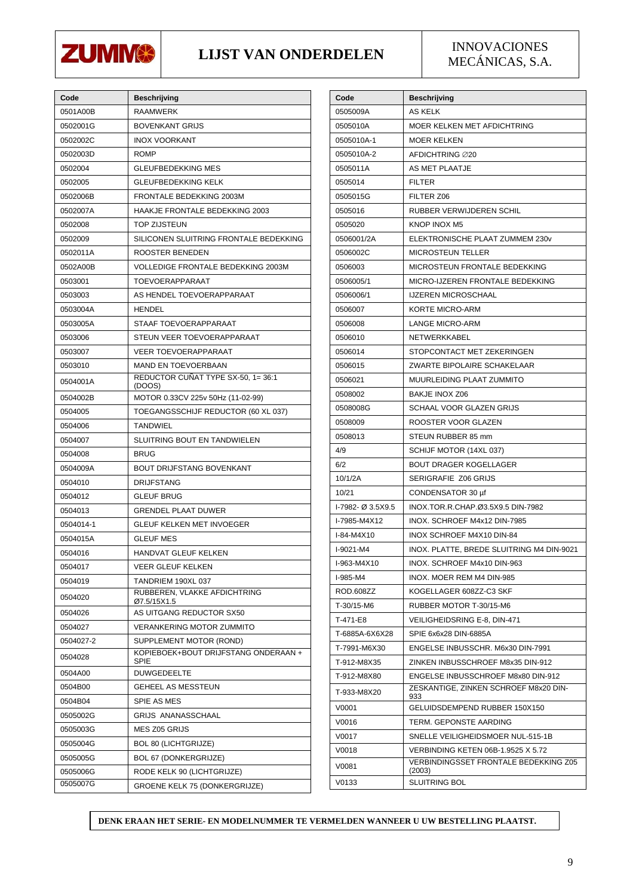**ZUMMO** | **LIJST VAN ONDERDELEN** | INNOVACIONES MECÁNICAS, S.A.

| Code | Beschrijving |
|---|---|
| 0501A00B | RAAMWERK |
| 0502001G | BOVENKANT GRIJS |
| 0502002C | INOX VOORKANT |
| 0502003D | ROMP |
| 0502004 | GLEUFBEDEKKING MES |
| 0502005 | GLEUFBEDEKKING KELK |
| 0502006B | FRONTALE BEDEKKING 2003M |
| 0502007A | HAAKJE FRONTALE BEDEKKING 2003 |
| 0502008 | TOP ZIJSTEUN |
| 0502009 | SILICONEN SLUITRING FRONTALE BEDEKKING |
| 0502011A | ROOSTER BENEDEN |
| 0502A00B | VOLLEDIGE FRONTALE BEDEKKING 2003M |
| 0503001 | TOEVOERAPPARAAT |
| 0503003 | AS HENDEL TOEVOERAPPARAAT |
| 0503004A | HENDEL |
| 0503005A | STAAF TOEVOERAPPARAAT |
| 0503006 | STEUN VEER TOEVOERAPPARAAT |
| 0503007 | VEER TOEVOERAPPARAAT |
| 0503010 | MAND EN TOEVOERBAAN |
| 0504001A | REDUCTOR CUÑAT TYPE SX-50, 1= 36:1 (DOOS) |
| 0504002B | MOTOR 0.33CV 225v 50Hz (11-02-99) |
| 0504005 | TOEGANGSSCHIJF REDUCTOR (60 XL 037) |
| 0504006 | TANDWIEL |
| 0504007 | SLUITRING BOUT EN TANDWIELEN |
| 0504008 | BRUG |
| 0504009A | BOUT DRIJFSTANG BOVENKANT |
| 0504010 | DRIJFSTANG |
| 0504012 | GLEUF BRUG |
| 0504013 | GRENDEL PLAAT DUWER |
| 0504014-1 | GLEUF KELKEN MET INVOEGER |
| 0504015A | GLEUF MES |
| 0504016 | HANDVAT GLEUF KELKEN |
| 0504017 | VEER GLEUF KELKEN |
| 0504019 | TANDRIEM 190XL 037 |
| 0504020 | RUBBEREN, VLAKKE AFDICHTRING Ø7.5/15X1.5 |
| 0504026 | AS UITGANG REDUCTOR SX50 |
| 0504027 | VERANKERING MOTOR ZUMMITO |
| 0504027-2 | SUPPLEMENT MOTOR (ROND) |
| 0504028 | KOPIEBOEK+BOUT DRIJFSTANG ONDERAAN + SPIE |
| 0504A00 | DUWGEDEELTE |
| 0504B00 | GEHEEL AS MESSTEUN |
| 0504B04 | SPIE AS MES |
| 0505002G | GRIJS ANANASSCHAAL |
| 0505003G | MES Z05 GRIJS |
| 0505004G | BOL 80 (LICHTGRIJZE) |
| 0505005G | BOL 67 (DONKERGRIJZE) |
| 0505006G | RODE KELK 90 (LICHTGRIJZE) |
| 0505007G | GROENE KELK 75 (DONKERGRIJZE) |
| 0505009A | AS KELK |
| 0505010A | MOER KELKEN MET AFDICHTRING |
| 0505010A-1 | MOER KELKEN |
| 0505010A-2 | AFDICHTRING ∅20 |
| 0505011A | AS MET PLAATJE |
| 0505014 | FILTER |
| 0505015G | FILTER Z06 |
| 0505016 | RUBBER VERWIJDEREN SCHIL |
| 0505020 | KNOP INOX M5 |
| 0506001/2A | ELEKTRONISCHE PLAAT ZUMMEM 230v |
| 0506002C | MICROSTEUN TELLER |
| 0506003 | MICROSTEUN FRONTALE BEDEKKING |
| 0506005/1 | MICRO-IJZEREN FRONTALE BEDEKKING |
| 0506006/1 | IJZEREN MICROSCHAAL |
| 0506007 | KORTE MICRO-ARM |
| 0506008 | LANGE MICRO-ARM |
| 0506010 | NETWERKKABEL |
| 0506014 | STOPCONTACT MET ZEKERINGEN |
| 0506015 | ZWARTE BIPOLAIRE SCHAKELAAR |
| 0506021 | MUURLEIDING PLAAT ZUMMITO |
| 0508002 | BAKJE INOX Z06 |
| 0508008G | SCHAAL VOOR GLAZEN GRIJS |
| 0508009 | ROOSTER VOOR GLAZEN |
| 0508013 | STEUN RUBBER 85 mm |
| 4/9 | SCHIJF MOTOR (14XL 037) |
| 6/2 | BOUT DRAGER KOGELLAGER |
| 10/1/2A | SERIGRAFIE Z06 GRIJS |
| 10/21 | CONDENSATOR 30 µf |
| I-7982- Ø 3.5X9.5 | INOX.TOR.R.CHAP.Ø3.5X9.5 DIN-7982 |
| I-7985-M4X12 | INOX. SCHROEF M4x12 DIN-7985 |
| I-84-M4X10 | INOX SCHROEF M4X10 DIN-84 |
| I-9021-M4 | INOX. PLATTE, BREDE SLUITRING M4 DIN-9021 |
| I-963-M4X10 | INOX. SCHROEF M4x10 DIN-963 |
| I-985-M4 | INOX. MOER REM M4 DIN-985 |
| ROD.608ZZ | KOGELLAGER 608ZZ-C3 SKF |
| T-30/15-M6 | RUBBER MOTOR T-30/15-M6 |
| T-471-E8 | VEILIGHEIDSRING E-8, DIN-471 |
| T-6885A-6X6X28 | SPIE 6x6x28 DIN-6885A |
| T-7991-M6X30 | ENGELSE INBUSSCHR. M6x30 DIN-7991 |
| T-912-M8X35 | ZINKEN INBUSSCHROEF M8x35 DIN-912 |
| T-912-M8X80 | ENGELSE INBUSSCHROEF M8x80 DIN-912 |
| T-933-M8X20 | ZESKANTIGE, ZINKEN SCHROEF M8x20 DIN-933 |
| V0001 | GELUIDSDEMPEND RUBBER 150X150 |
| V0016 | TERM. GEPONSTE AARDING |
| V0017 | SNELLE VEILIGHEIDSMOER NUL-515-1B |
| V0018 | VERBINDING KETEN 06B-1.9525 X 5.72 |
| V0081 | VERBINDINGSSET FRONTALE BEDEKKING Z05 (2003) |
| V0133 | SLUITRING BOL |

**DENK ERAAN HET SERIE- EN MODELNUMMER TE VERMELDEN WANNEER U UW BESTELLING PLAATST.**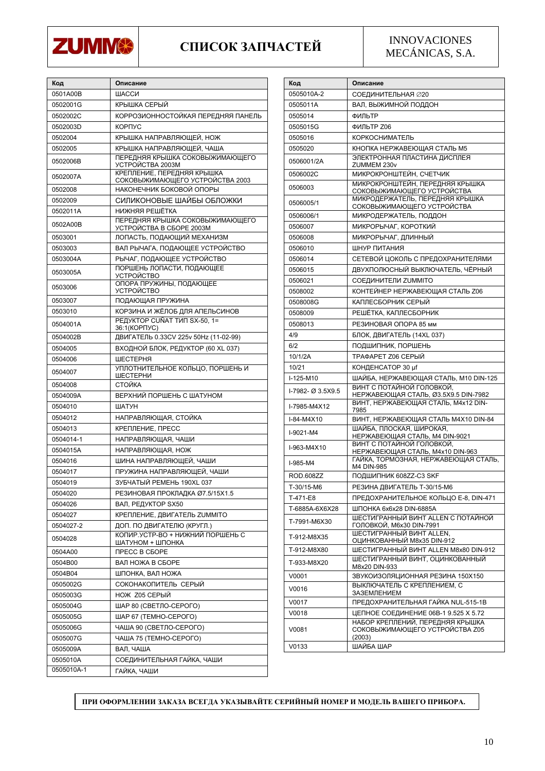# СПИСОК ЗАПЧАСТЕЙ

INNOVACIONES MECÁNICAS, S.A.

| Код | Описание |
|---|---|
| 0501A00B | ШАССИ |
| 0502001G | КРЫШКА СЕРЫЙ |
| 0502002C | КОРРОЗИОННОСТОЙКАЯ ПЕРЕДНЯЯ ПАНЕЛЬ |
| 0502003D | КОРПУС |
| 0502004 | КРЫШКА НАПРАВЛЯЮЩЕЙ, НОЖ |
| 0502005 | КРЫШКА НАПРАВЛЯЮЩЕЙ, ЧАША |
| 0502006B | ПЕРЕДНЯЯ КРЫШКА СОКОВЫЖИМАЮЩЕГО УСТРОЙСТВА 2003М |
| 0502007A | КРЕПЛЕНИЕ, ПЕРЕДНЯЯ КРЫШКА СОКОВЫЖИМАЮЩЕГО УСТРОЙСТВА 2003 |
| 0502008 | НАКОНЕЧНИК БОКОВОЙ ОПОРЫ |
| 0502009 | СИЛИКОНОВЫЕ ШАЙБЫ ОБЛОЖКИ |
| 0502011A | НИЖНЯЯ РЕШЁТКА |
| 0502A00B | ПЕРЕДНЯЯ КРЫШКА СОКОВЫЖИМАЮЩЕГО УСТРОЙСТВА В СБОРЕ 2003М |
| 0503001 | ЛОПАСТЬ, ПОДАЮЩИЙ МЕХАНИЗМ |
| 0503003 | ВАЛ РЫЧАГА, ПОДАЮЩЕЕ УСТРОЙСТВО |
| 0503004A | РЫЧАГ, ПОДАЮЩЕЕ УСТРОЙСТВО |
| 0503005A | ПОРШЕНЬ ЛОПАСТИ, ПОДАЮЩЕЕ УСТРОЙСТВО |
| 0503006 | ОПОРА ПРУЖИНЫ, ПОДАЮЩЕЕ УСТРОЙСТВО |
| 0503007 | ПОДАЮЩАЯ ПРУЖИНА |
| 0503010 | КОРЗИНА И ЖЁЛОБ ДЛЯ АПЕЛЬСИНОВ |
| 0504001A | РЕДУКТОР CUÑAT ТИП SX-50, 1= 36:1(КОРПУС) |
| 0504002B | ДВИГАТЕЛЬ 0.33CV 225v 50Hz (11-02-99) |
| 0504005 | ВХОДНОЙ БЛОК, РЕДУКТОР (60 XL 037) |
| 0504006 | ШЕСТЕРНЯ |
| 0504007 | УПЛОТНИТЕЛЬНОЕ КОЛЬЦО, ПОРШЕНЬ И ШЕСТЕРНИ |
| 0504008 | СТОЙКА |
| 0504009A | ВЕРХНИЙ ПОРШЕНЬ С ШАТУНОМ |
| 0504010 | ШАТУН |
| 0504012 | НАПРАВЛЯЮЩАЯ, СТОЙКА |
| 0504013 | КРЕПЛЕНИЕ, ПРЕСС |
| 0504014-1 | НАПРАВЛЯЮЩАЯ, ЧАШИ |
| 0504015A | НАПРАВЛЯЮЩАЯ, НОЖ |
| 0504016 | ШИНА НАПРАВЛЯЮЩЕЙ, ЧАШИ |
| 0504017 | ПРУЖИНА НАПРАВЛЯЮЩЕЙ, ЧАШИ |
| 0504019 | ЗУБЧАТЫЙ РЕМЕНЬ 190XL 037 |
| 0504020 | РЕЗИНОВАЯ ПРОКЛАДКА Ø7.5/15X1.5 |
| 0504026 | ВАЛ, РЕДУКТОР SX50 |
| 0504027 | КРЕПЛЕНИЕ, ДВИГАТЕЛЬ ZUMMITO |
| 0504027-2 | ДОП. ПО ДВИГАТЕЛЮ (КРУГЛ.) |
| 0504028 | КОПИР.УСТР-ВО + НИЖНИЙ ПОРШЕНЬ С ШАТУНОМ + ШПОНКА |
| 0504A00 | ПРЕСС В СБОРЕ |
| 0504B00 | ВАЛ НОЖА В СБОРЕ |
| 0504B04 | ШПОНКА, ВАЛ НОЖА |
| 0505002G | СОКОНАКОПИТЕЛЬ СЕРЫЙ |
| 0505003G | НОЖ Z05 СЕРЫЙ |
| 0505004G | ШАР 80 (СВЕТЛО-СЕРОГО) |
| 0505005G | ШАР 67 (ТЕМНО-СЕРОГО) |
| 0505006G | ЧАША 90 (СВЕТЛО-СЕРОГО) |
| 0505007G | ЧАША 75 (ТЕМНО-СЕРОГО) |
| 0505009A | ВАЛ, ЧАША |
| 0505010A | СОЕДИНИТЕЛЬНАЯ ГАЙКА, ЧАШИ |
| 0505010A-1 | ГАЙКА, ЧАШИ |
| 0505010A-2 | СОЕДИНИТЕЛЬНАЯ ∅20 |
| 0505011A | ВАЛ, ВЫЖИМНОЙ ПОДДОН |
| 0505014 | ФИЛЬТР |
| 0505015G | ФИЛЬТР Z06 |
| 0505016 | КОРКОСНИМАТЕЛЬ |
| 0505020 | КНОПКА НЕРЖАВЕЮЩАЯ СТАЛЬ M5 |
| 0506001/2A | ЭЛЕКТРОННАЯ ПЛАСТИНА ДИСПЛЕЯ ZUMMEM 230v |
| 0506002C | МИКРОКРОНШТЕЙН, СЧЕТЧИК |
| 0506003 | МИКРОКРОНШТЕЙН, ПЕРЕДНЯЯ КРЫШКА СОКОВЫЖИМАЮЩЕГО УСТРОЙСТВА |
| 0506005/1 | МИКРОДЕРЖАТЕЛЬ, ПЕРЕДНЯЯ КРЫШКА СОКОВЫЖИМАЮЩЕГО УСТРОЙСТВА |
| 0506006/1 | МИКРОДЕРЖАТЕЛЬ, ПОДДОН |
| 0506007 | МИКРОРЫЧАГ, КОРОТКИЙ |
| 0506008 | МИКРОРЫЧАГ, ДЛИННЫЙ |
| 0506010 | ШНУР ПИТАНИЯ |
| 0506014 | СЕТЕВОЙ ЦОКОЛЬ С ПРЕДОХРАНИТЕЛЯМИ |
| 0506015 | ДВУХПОЛЮСНЫЙ ВЫКЛЮЧАТЕЛЬ, ЧЁРНЫЙ |
| 0506021 | СОЕДИНИТЕЛИ ZUMMITO |
| 0508002 | КОНТЕЙНЕР НЕРЖАВЕЮЩАЯ СТАЛЬ Z06 |
| 0508008G | КАПЛЕСБОРНИК СЕРЫЙ |
| 0508009 | РЕШЁТКА, КАПЛЕСБОРНИК |
| 0508013 | РЕЗИНОВАЯ ОПОРА 85 мм |
| 4/9 | БЛОК, ДВИГАТЕЛЬ (14XL 037) |
| 6/2 | ПОДШИПНИК, ПОРШЕНЬ |
| 10/1/2A | ТРАФАРЕТ Z06 СЕРЫЙ |
| 10/21 | КОНДЕНСАТОР 30 µf |
| I-125-M10 | ШАЙБА, НЕРЖАВЕЮЩАЯ СТАЛЬ, M10 DIN-125 |
| I-7982- Ø 3.5X9.5 | ВИНТ С ПОТАЙНОЙ ГОЛОВКОЙ, НЕРЖАВЕЮЩАЯ СТАЛЬ, Ø3.5X9.5 DIN-7982 |
| I-7985-M4X12 | ВИНТ, НЕРЖАВЕЮЩАЯ СТАЛЬ, M4x12 DIN-7985 |
| I-84-M4X10 | ВИНТ, НЕРЖАВЕЮЩАЯ СТАЛЬ M4X10 DIN-84 |
| I-9021-M4 | ШАЙБА, ПЛОСКАЯ, ШИРОКАЯ, НЕРЖАВЕЮЩАЯ СТАЛЬ, M4 DIN-9021 |
| I-963-M4X10 | ВИНТ С ПОТАЙНОЙ ГОЛОВКОЙ, НЕРЖАВЕЮЩАЯ СТАЛЬ, M4x10 DIN-963 |
| I-985-M4 | ГАЙКА, ТОРМОЗНАЯ, НЕРЖАВЕЮЩАЯ СТАЛЬ, M4 DIN-985 |
| ROD.608ZZ | ПОДШИПНИК 608ZZ-C3 SKF |
| T-30/15-M6 | РЕЗИНА ДВИГАТЕЛЬ T-30/15-M6 |
| T-471-E8 | ПРЕДОХРАНИТЕЛЬНОЕ КОЛЬЦО E-8, DIN-471 |
| T-6885A-6X6X28 | ШПОНКА 6x6x28 DIN-6885A |
| T-7991-M6X30 | ШЕСТИГРАННЫЙ ВИНТ ALLEN С ПОТАЙНОЙ ГОЛОВКОЙ, M6x30 DIN-7991 |
| T-912-M8X35 | ШЕСТИГРАННЫЙ ВИНТ ALLEN, ОЦИНКОВАННЫЙ M8x35 DIN-912 |
| T-912-M8X80 | ШЕСТИГРАННЫЙ ВИНТ ALLEN M8x80 DIN-912 |
| T-933-M8X20 | ШЕСТИГРАННЫЙ ВИНТ, ОЦИНКОВАННЫЙ M8x20 DIN-933 |
| V0001 | ЗВУКОИЗОЛЯЦИОННАЯ РЕЗИНА 150X150 |
| V0016 | ВЫКЛЮЧАТЕЛЬ С КРЕПЛЕНИЕМ, С ЗАЗЕМЛЕНИЕМ |
| V0017 | ПРЕДОХРАНИТЕЛЬНАЯ ГАЙКА NUL-515-1B |
| V0018 | ЦЕПНОЕ СОЕДИНЕНИЕ 06B-1 9.525 X 5.72 |
| V0081 | НАБОР КРЕПЛЕНИЙ, ПЕРЕДНЯЯ КРЫШКА СОКОВЫЖИМАЮЩЕГО УСТРОЙСТВА Z05 (2003) |
| V0133 | ШАЙБА ШАР |

**ПРИ ОФОРМЛЕНИИ ЗАКАЗА ВСЕГДА УКАЗЫВАЙТЕ СЕРИЙНЫЙ НОМЕР И МОДЕЛЬ ВАШЕГО ПРИБОРА.**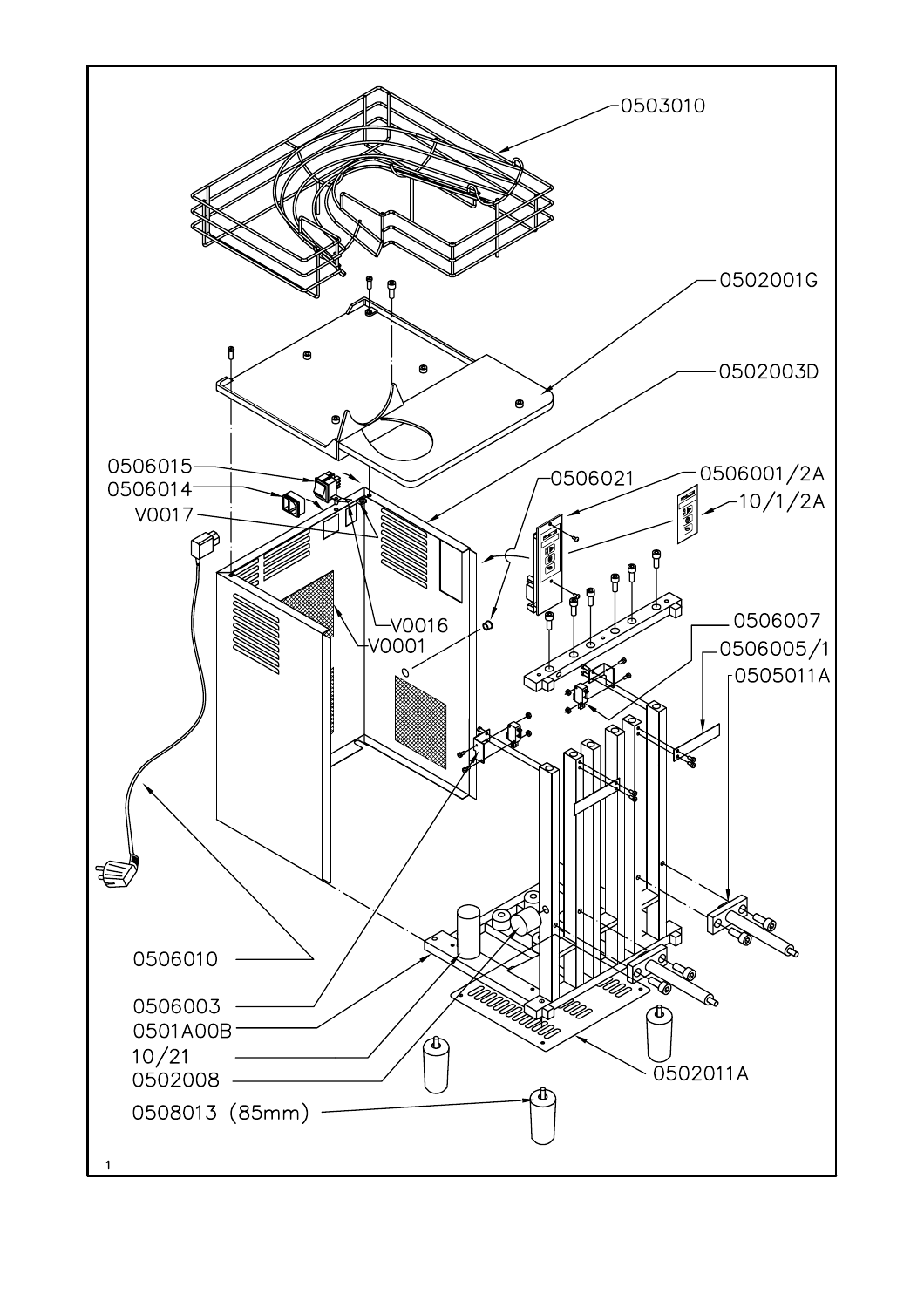0503010

0502001G

0502003D

0506015

0506014

V0017

0506021

0506001/2A

10/1/2A

V0016

V0001

0506007

0506005/1

0505011A

0506010

0506003

0501A00B

10/21

0502008

0502011A

0508013 (85mm)

1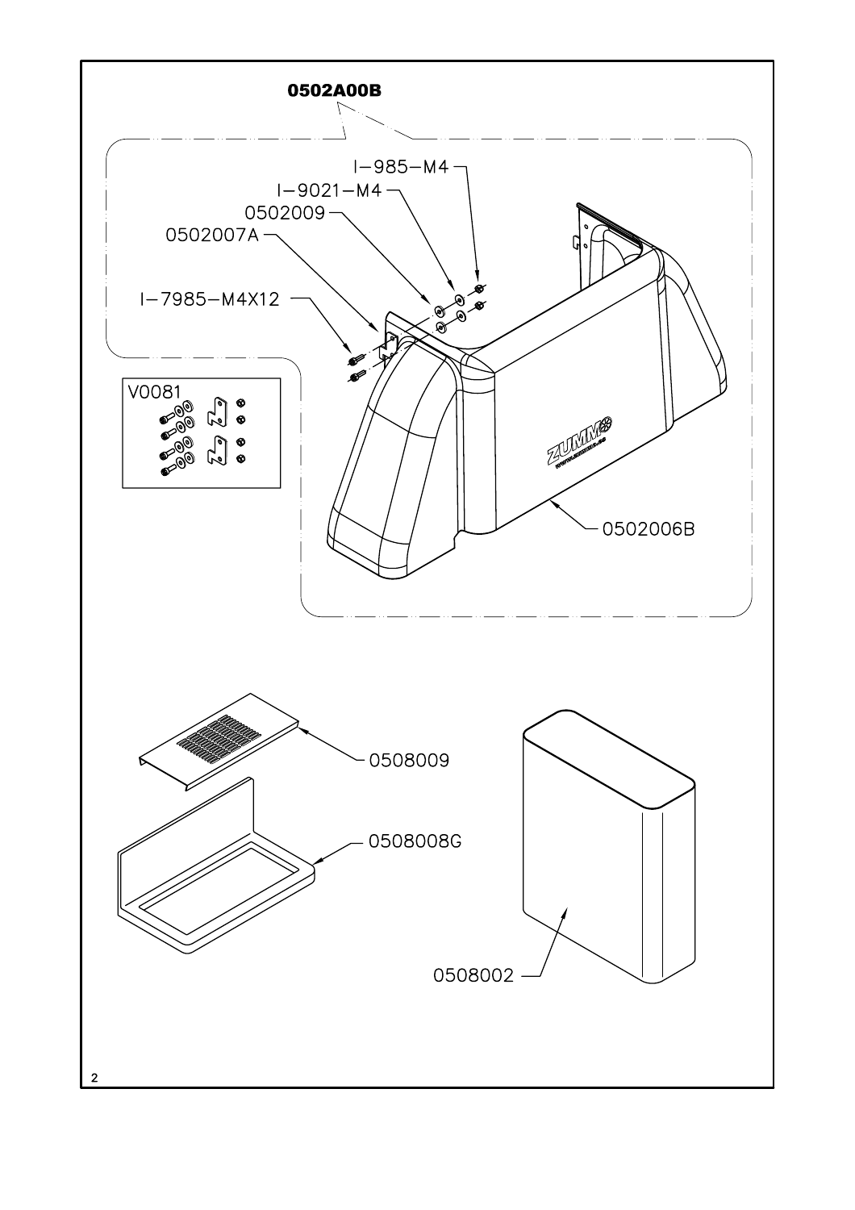**0502A00B**

I-985-M4

I-9021-M4

0502009

0502007A

I-7985-M4X12

V0081

0502006B

0508009

0508008G

0508002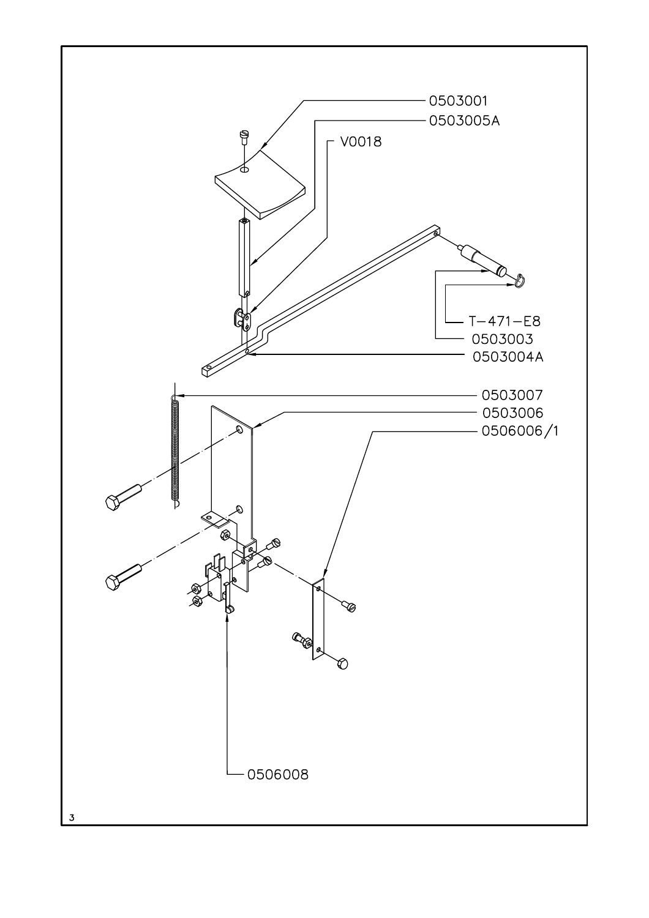0503001

0503005A

V0018

T-471-E8

0503003

0503004A

0503007

0503006

0506006/1

0506008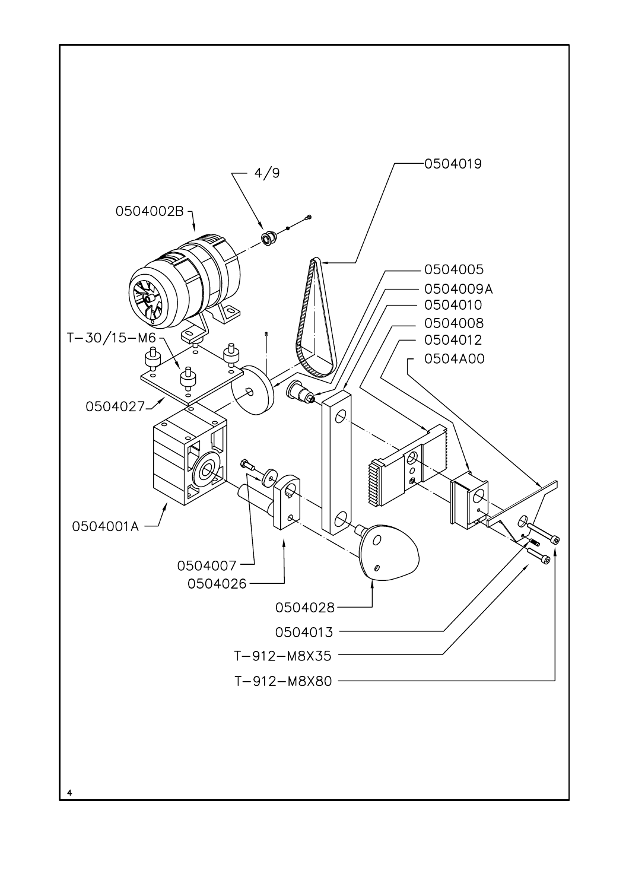4/9

0504002B

0504019

0504005

0504009A

0504010

0504008

0504012

0504A00

T-30/15-M6

0504027

0504001A

0504007

0504026

0504028

0504013

T-912-M8X35

T-912-M8X80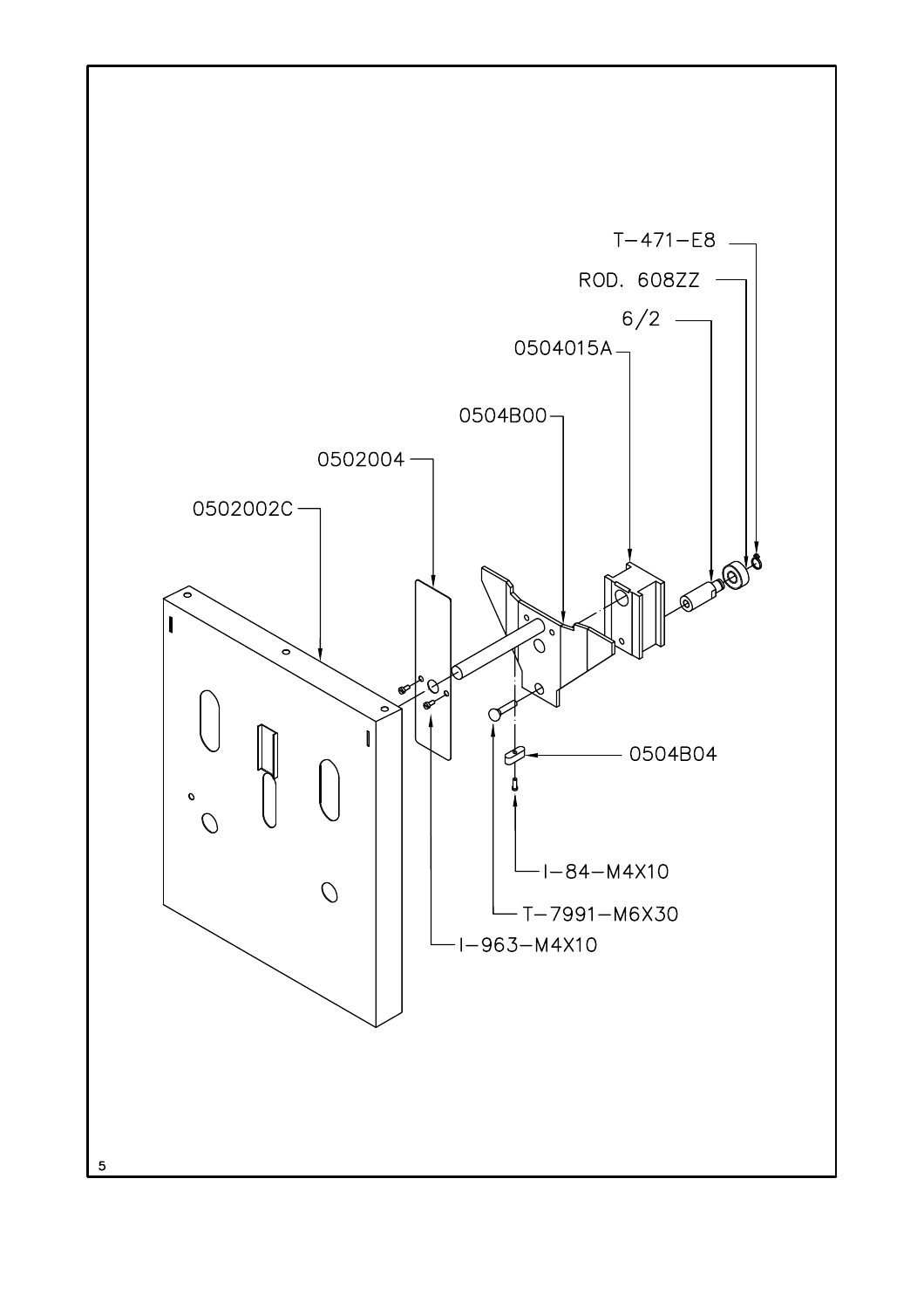T-471-E8

ROD. 608ZZ

6/2

0504015A

0504B00

0502004

0502002C

0504B04

I-84-M4X10

T-7991-M6X30

I-963-M4X10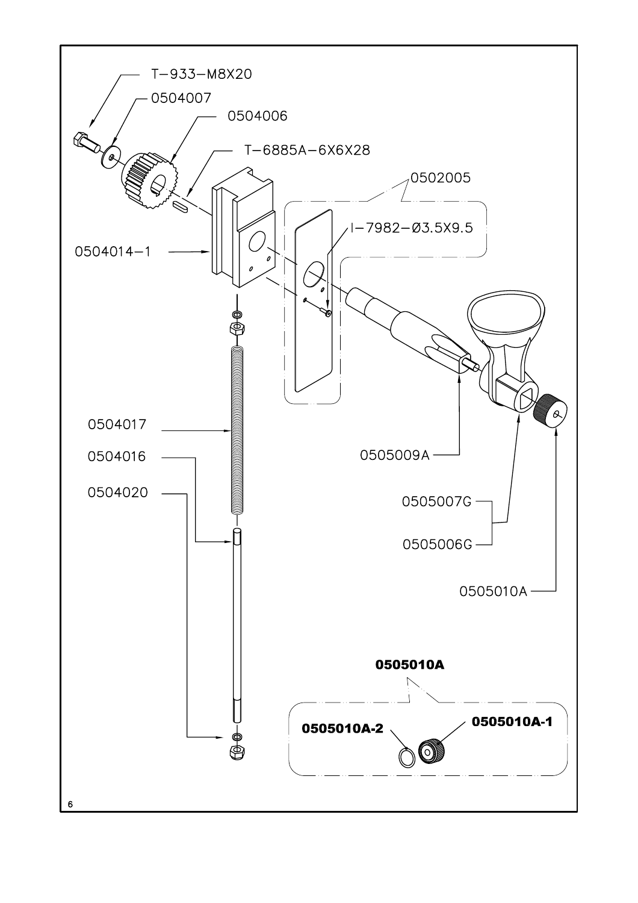T-933-M8X20

0504007

0504006

T-6885A-6X6X28

0502005

I-7982-Ø3.5X9.5

0504014-1

0504017

0504016

0504020

0505009A

0505007G

0505006G

0505010A

**0505010A**

**0505010A-2**

**0505010A-1**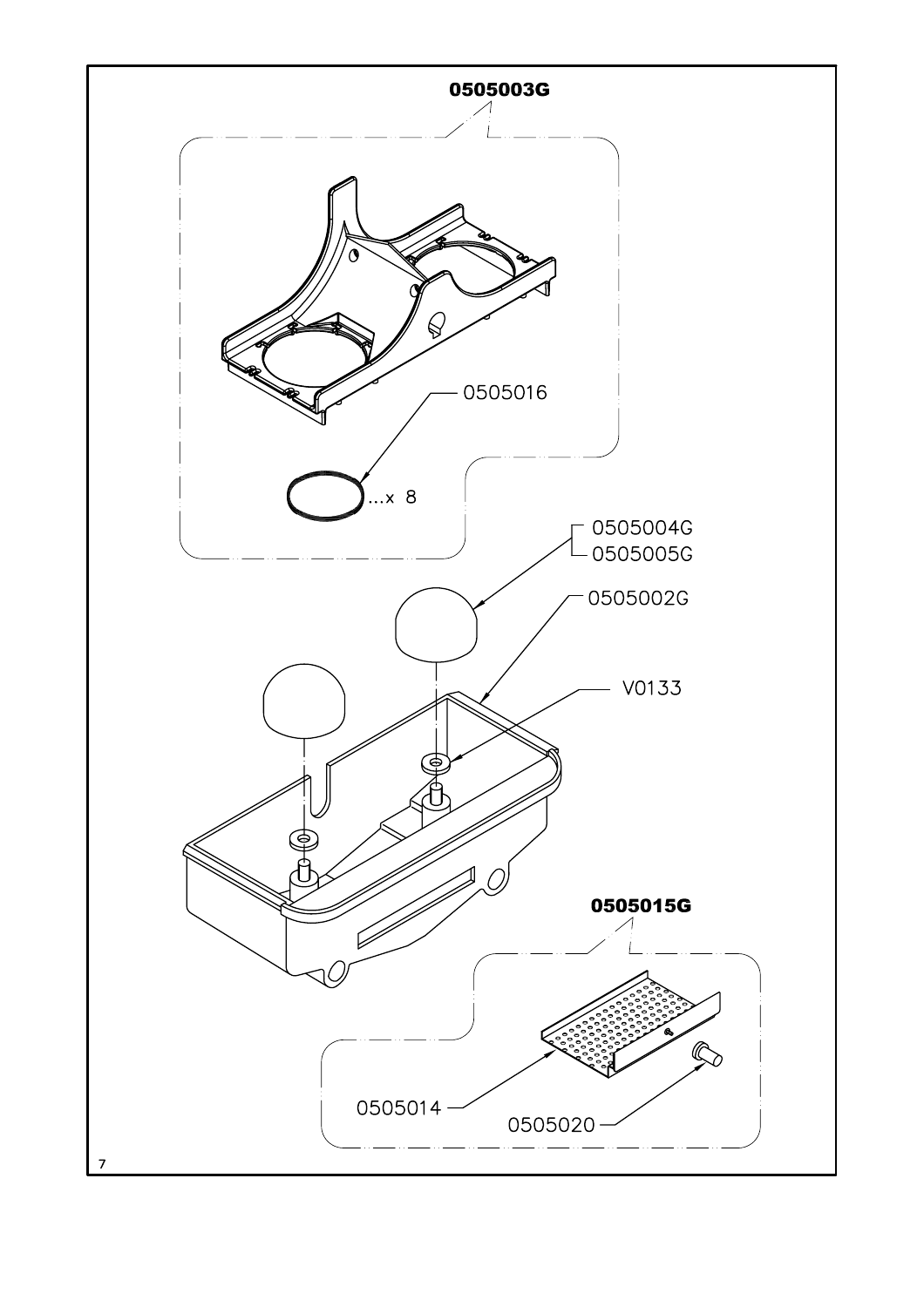**0505003G**

0505016

...x 8

0505004G
0505005G

0505002G

V0133

**0505015G**

0505014

0505020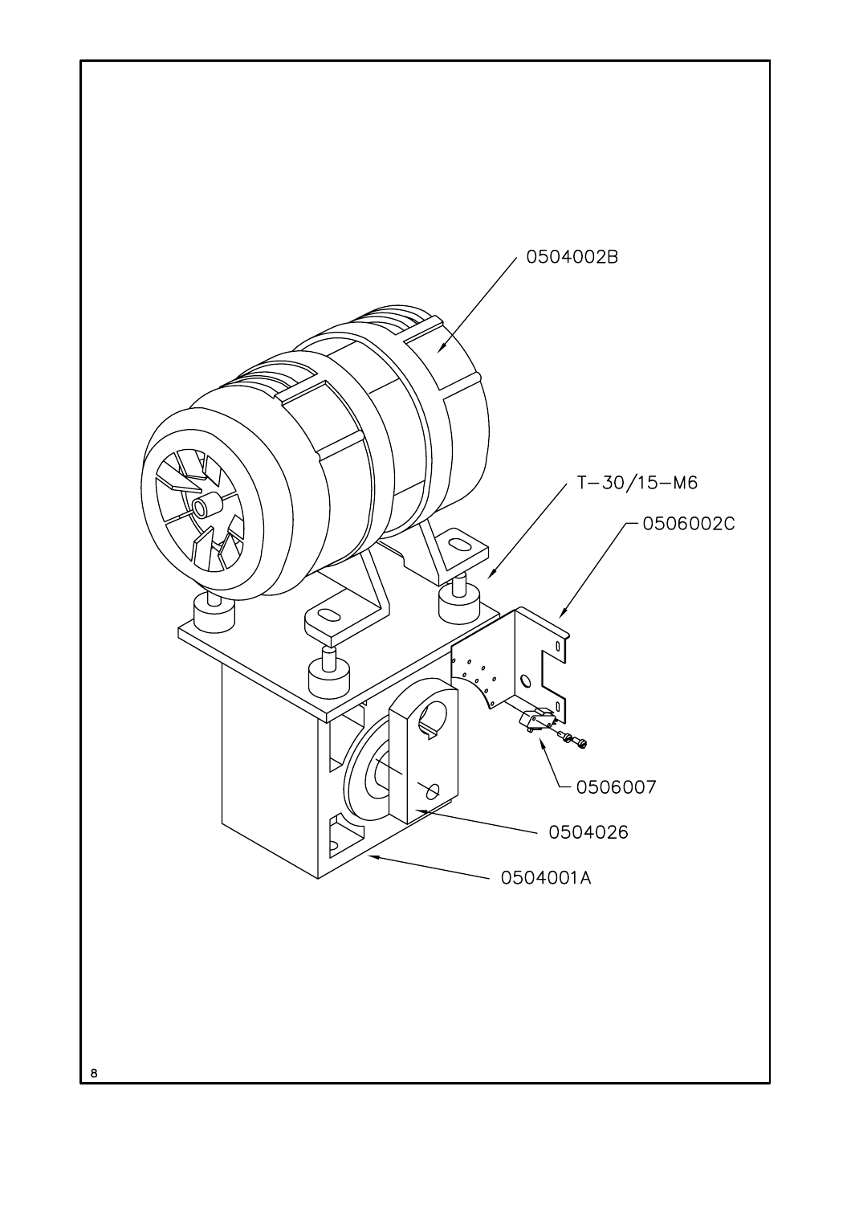0504002B

T-30/15-M6

0506002C

0506007

0504026

0504001A